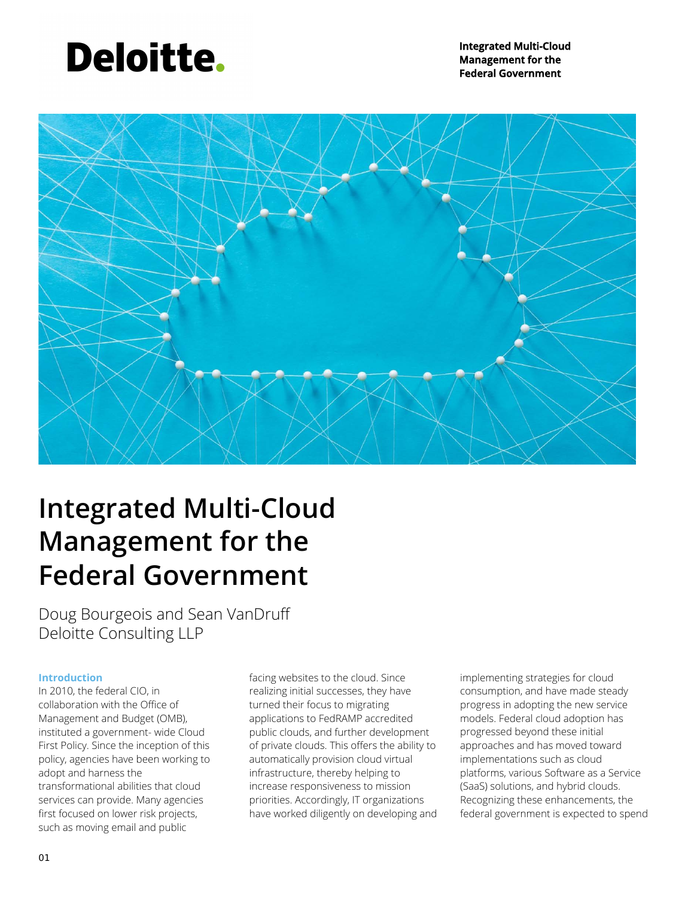# Integrated Multi-Cloud Management for the Federal Government

Doug Bourgeois and Sean VanDruff
Deloitte Consulting LLP

## Introduction

In 2010, the federal CIO, in collaboration with the Office of Management and Budget (OMB), instituted a government- wide Cloud First Policy. Since the inception of this policy, agencies have been working to adopt and harness the transformational abilities that cloud services can provide. Many agencies first focused on lower risk projects, such as moving email and public facing websites to the cloud. Since realizing initial successes, they have turned their focus to migrating applications to FedRAMP accredited public clouds, and further development of private clouds. This offers the ability to automatically provision cloud virtual infrastructure, thereby helping to increase responsiveness to mission priorities. Accordingly, IT organizations have worked diligently on developing and implementing strategies for cloud consumption, and have made steady progress in adopting the new service models. Federal cloud adoption has progressed beyond these initial approaches and has moved toward implementations such as cloud platforms, various Software as a Service (SaaS) solutions, and hybrid clouds. Recognizing these enhancements, the federal government is expected to spend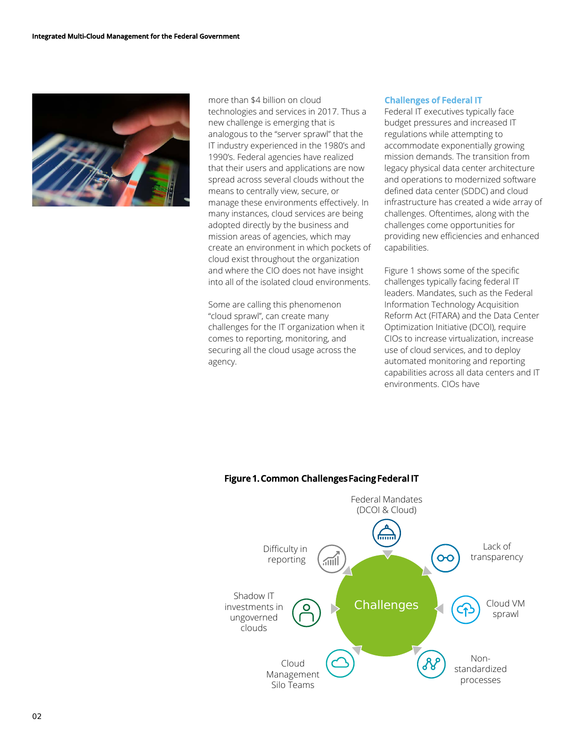more than $4 billion on cloud technologies and services in 2017. Thus a new challenge is emerging that is analogous to the "server sprawl" that the IT industry experienced in the 1980's and 1990's. Federal agencies have realized that their users and applications are now spread across several clouds without the means to centrally view, secure, or manage these environments effectively. In many instances, cloud services are being adopted directly by the business and mission areas of agencies, which may create an environment in which pockets of cloud exist throughout the organization and where the CIO does not have insight into all of the isolated cloud environments.

Some are calling this phenomenon "cloud sprawl", can create many challenges for the IT organization when it comes to reporting, monitoring, and securing all the cloud usage across the agency.

## Challenges of Federal IT

Federal IT executives typically face budget pressures and increased IT regulations while attempting to accommodate exponentially growing mission demands. The transition from legacy physical data center architecture and operations to modernized software defined data center (SDDC) and cloud infrastructure has created a wide array of challenges. Oftentimes, along with the challenges come opportunities for providing new efficiencies and enhanced capabilities.

Figure 1 shows some of the specific challenges typically facing federal IT leaders. Mandates, such as the Federal Information Technology Acquisition Reform Act (FITARA) and the Data Center Optimization Initiative (DCOI), require CIOs to increase virtualization, increase use of cloud services, and to deploy automated monitoring and reporting capabilities across all data centers and IT environments. CIOs have

**Figure 1. Common Challenges Facing Federal IT**

Challenges:

- Federal Mandates (DCOI & Cloud)
- Lack of transparency
- Cloud VM sprawl
- Non-standardized processes
- Cloud Management Silo Teams
- Shadow IT investments in ungoverned clouds
- Difficulty in reporting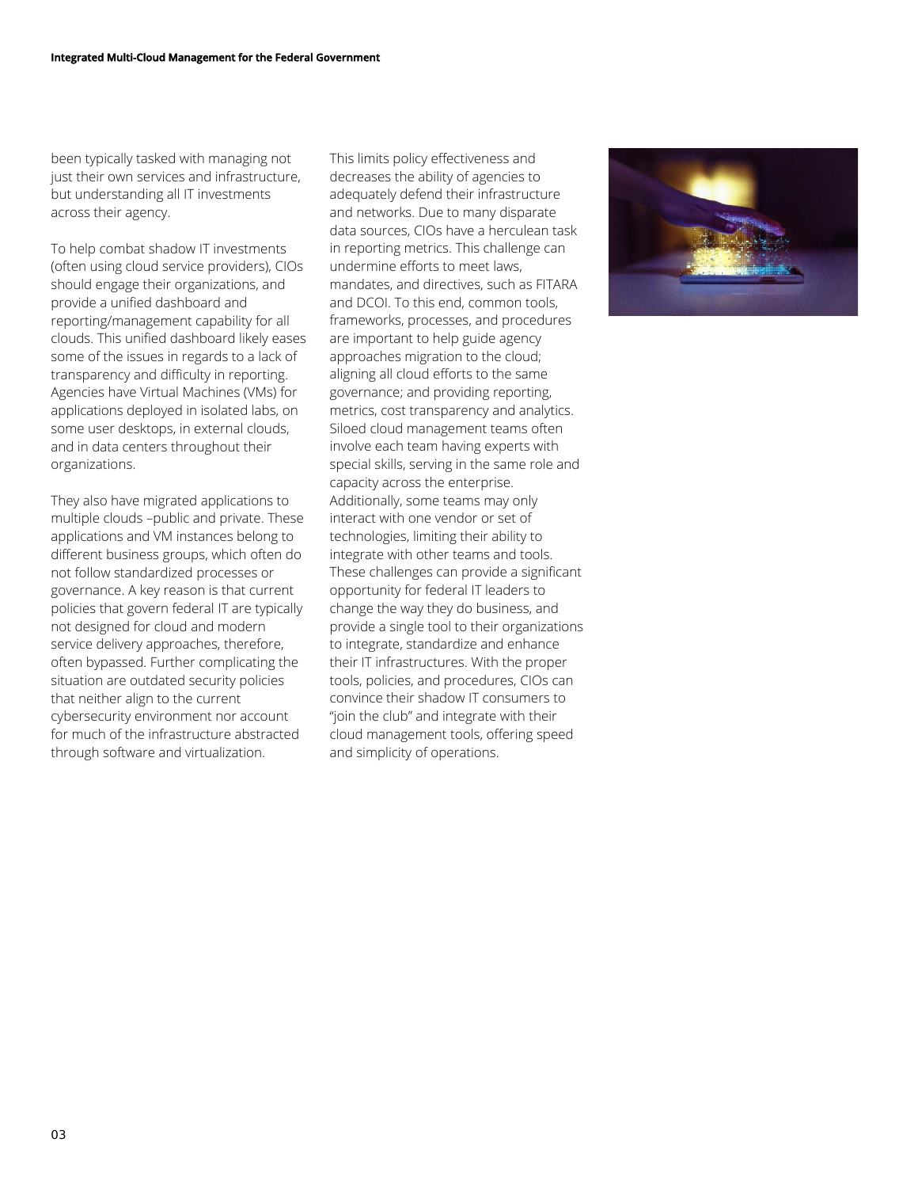been typically tasked with managing not just their own services and infrastructure, but understanding all IT investments across their agency.

To help combat shadow IT investments (often using cloud service providers), CIOs should engage their organizations, and provide a unified dashboard and reporting/management capability for all clouds. This unified dashboard likely eases some of the issues in regards to a lack of transparency and difficulty in reporting. Agencies have Virtual Machines (VMs) for applications deployed in isolated labs, on some user desktops, in external clouds, and in data centers throughout their organizations.

They also have migrated applications to multiple clouds –public and private. These applications and VM instances belong to different business groups, which often do not follow standardized processes or governance. A key reason is that current policies that govern federal IT are typically not designed for cloud and modern service delivery approaches, therefore, often bypassed. Further complicating the situation are outdated security policies that neither align to the current cybersecurity environment nor account for much of the infrastructure abstracted through software and virtualization.

This limits policy effectiveness and decreases the ability of agencies to adequately defend their infrastructure and networks. Due to many disparate data sources, CIOs have a herculean task in reporting metrics. This challenge can undermine efforts to meet laws, mandates, and directives, such as FITARA and DCOI. To this end, common tools, frameworks, processes, and procedures are important to help guide agency approaches migration to the cloud; aligning all cloud efforts to the same governance; and providing reporting, metrics, cost transparency and analytics. Siloed cloud management teams often involve each team having experts with special skills, serving in the same role and capacity across the enterprise. Additionally, some teams may only interact with one vendor or set of technologies, limiting their ability to integrate with other teams and tools. These challenges can provide a significant opportunity for federal IT leaders to change the way they do business, and provide a single tool to their organizations to integrate, standardize and enhance their IT infrastructures. With the proper tools, policies, and procedures, CIOs can convince their shadow IT consumers to "join the club" and integrate with their cloud management tools, offering speed and simplicity of operations.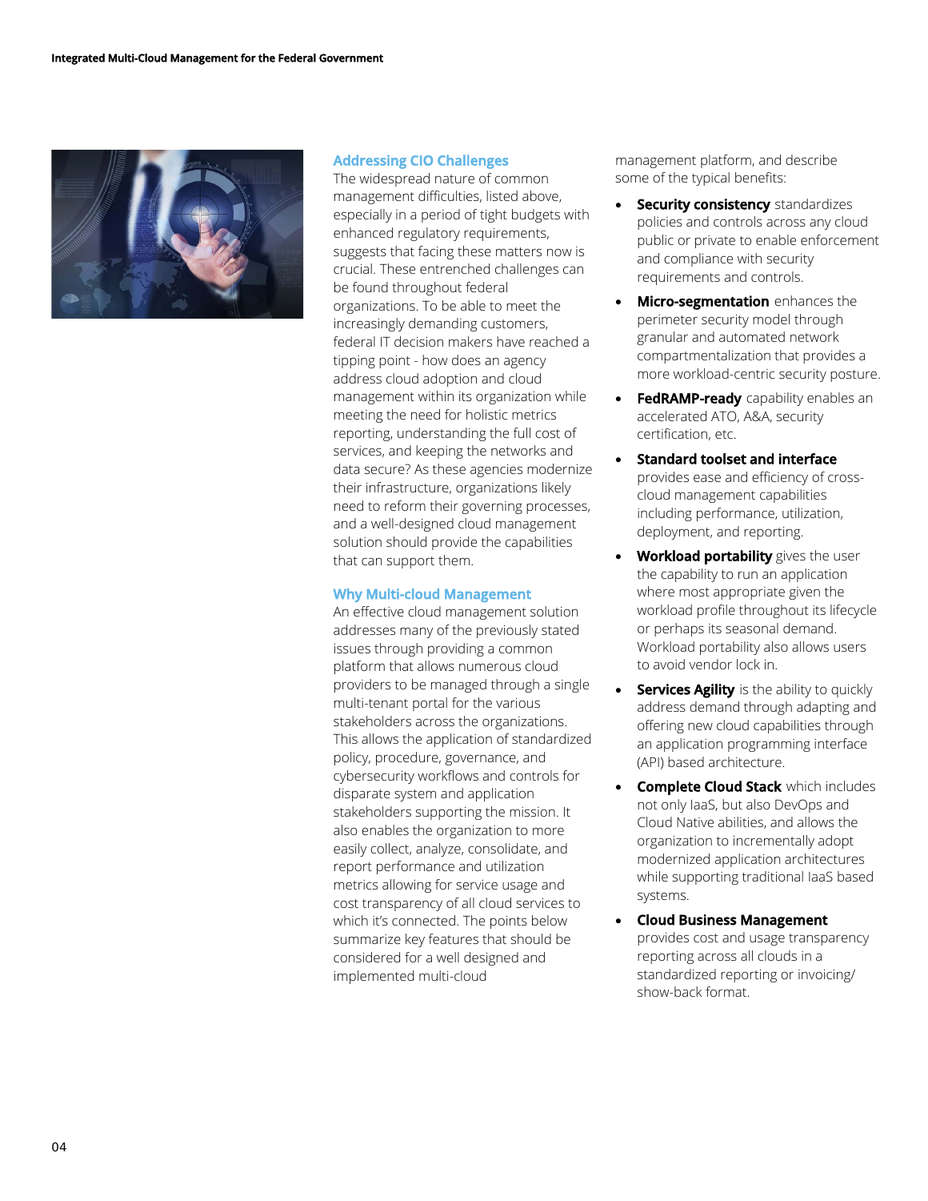## Addressing CIO Challenges

The widespread nature of common management difficulties, listed above, especially in a period of tight budgets with enhanced regulatory requirements, suggests that facing these matters now is crucial. These entrenched challenges can be found throughout federal organizations. To be able to meet the increasingly demanding customers, federal IT decision makers have reached a tipping point - how does an agency address cloud adoption and cloud management within its organization while meeting the need for holistic metrics reporting, understanding the full cost of services, and keeping the networks and data secure? As these agencies modernize their infrastructure, organizations likely need to reform their governing processes, and a well-designed cloud management solution should provide the capabilities that can support them.

## Why Multi-cloud Management

An effective cloud management solution addresses many of the previously stated issues through providing a common platform that allows numerous cloud providers to be managed through a single multi-tenant portal for the various stakeholders across the organizations. This allows the application of standardized policy, procedure, governance, and cybersecurity workflows and controls for disparate system and application stakeholders supporting the mission. It also enables the organization to more easily collect, analyze, consolidate, and report performance and utilization metrics allowing for service usage and cost transparency of all cloud services to which it's connected. The points below summarize key features that should be considered for a well designed and implemented multi-cloud management platform, and describe some of the typical benefits:

- **Security consistency** standardizes policies and controls across any cloud public or private to enable enforcement and compliance with security requirements and controls.
- **Micro-segmentation** enhances the perimeter security model through granular and automated network compartmentalization that provides a more workload-centric security posture.
- **FedRAMP-ready** capability enables an accelerated ATO, A&A, security certification, etc.
- **Standard toolset and interface** provides ease and efficiency of cross-cloud management capabilities including performance, utilization, deployment, and reporting.
- **Workload portability** gives the user the capability to run an application where most appropriate given the workload profile throughout its lifecycle or perhaps its seasonal demand. Workload portability also allows users to avoid vendor lock in.
- **Services Agility** is the ability to quickly address demand through adapting and offering new cloud capabilities through an application programming interface (API) based architecture.
- **Complete Cloud Stack** which includes not only IaaS, but also DevOps and Cloud Native abilities, and allows the organization to incrementally adopt modernized application architectures while supporting traditional IaaS based systems.
- **Cloud Business Management** provides cost and usage transparency reporting across all clouds in a standardized reporting or invoicing/ show-back format.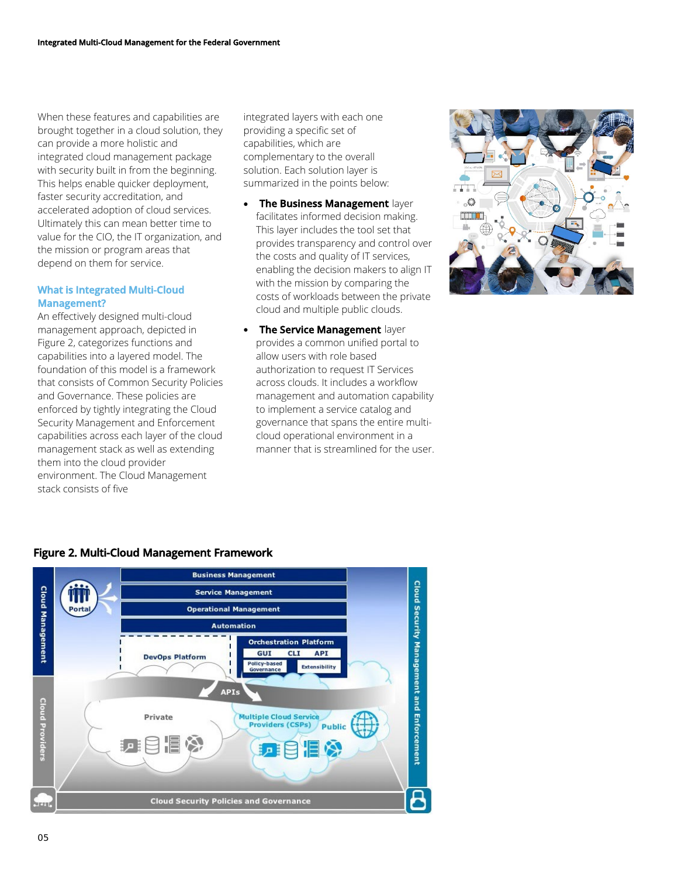When these features and capabilities are brought together in a cloud solution, they can provide a more holistic and integrated cloud management package with security built in from the beginning. This helps enable quicker deployment, faster security accreditation, and accelerated adoption of cloud services. Ultimately this can mean better time to value for the CIO, the IT organization, and the mission or program areas that depend on them for service.

## What is Integrated Multi-Cloud Management?

An effectively designed multi-cloud management approach, depicted in Figure 2, categorizes functions and capabilities into a layered model. The foundation of this model is a framework that consists of Common Security Policies and Governance. These policies are enforced by tightly integrating the Cloud Security Management and Enforcement capabilities across each layer of the cloud management stack as well as extending them into the cloud provider environment. The Cloud Management stack consists of five integrated layers with each one providing a specific set of capabilities, which are complementary to the overall solution. Each solution layer is summarized in the points below:

- **The Business Management** layer facilitates informed decision making. This layer includes the tool set that provides transparency and control over the costs and quality of IT services, enabling the decision makers to align IT with the mission by comparing the costs of workloads between the private cloud and multiple public clouds.
- **The Service Management** layer provides a common unified portal to allow users with role based authorization to request IT Services across clouds. It includes a workflow management and automation capability to implement a service catalog and governance that spans the entire multi-cloud operational environment in a manner that is streamlined for the user.

**Figure 2. Multi-Cloud Management Framework**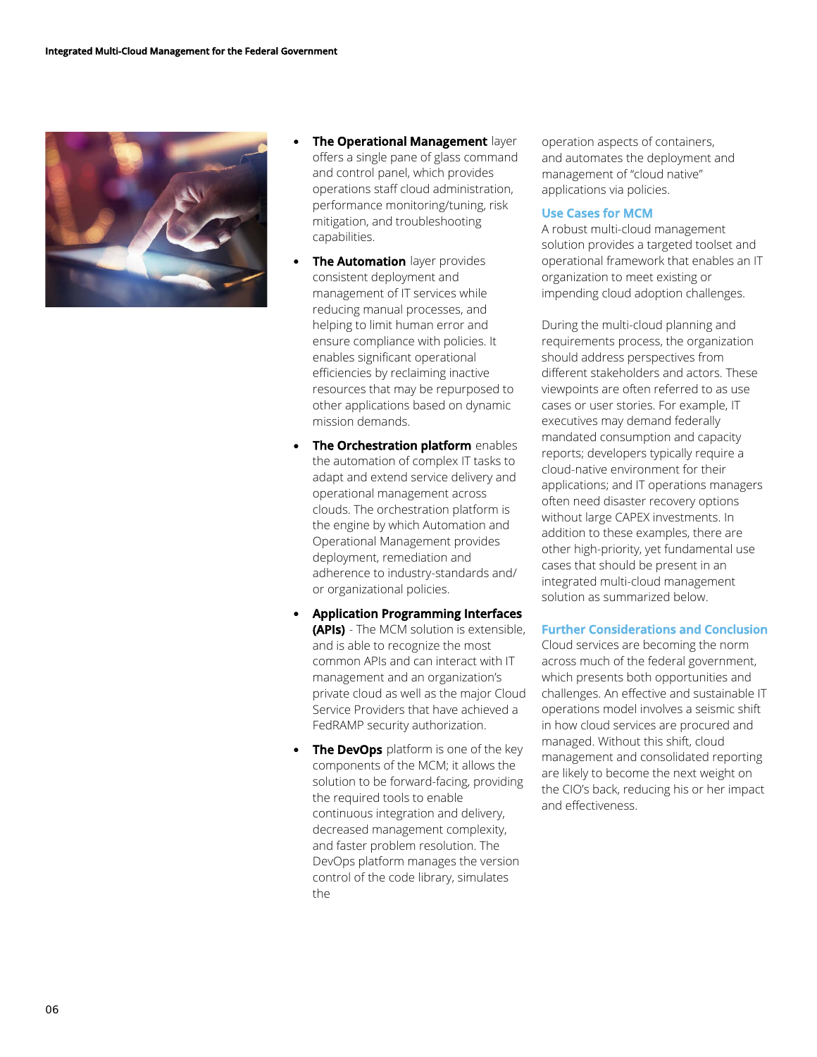- **The Operational Management** layer offers a single pane of glass command and control panel, which provides operations staff cloud administration, performance monitoring/tuning, risk mitigation, and troubleshooting capabilities.

- **The Automation** layer provides consistent deployment and management of IT services while reducing manual processes, and helping to limit human error and ensure compliance with policies. It enables significant operational efficiencies by reclaiming inactive resources that may be repurposed to other applications based on dynamic mission demands.

- **The Orchestration platform** enables the automation of complex IT tasks to adapt and extend service delivery and operational management across clouds. The orchestration platform is the engine by which Automation and Operational Management provides deployment, remediation and adherence to industry-standards and/or organizational policies.

- **Application Programming Interfaces (APIs)** - The MCM solution is extensible, and is able to recognize the most common APIs and can interact with IT management and an organization's private cloud as well as the major Cloud Service Providers that have achieved a FedRAMP security authorization.

- **The DevOps** platform is one of the key components of the MCM; it allows the solution to be forward-facing, providing the required tools to enable continuous integration and delivery, decreased management complexity, and faster problem resolution. The DevOps platform manages the version control of the code library, simulates the operation aspects of containers, and automates the deployment and management of "cloud native" applications via policies.

## Use Cases for MCM

A robust multi-cloud management solution provides a targeted toolset and operational framework that enables an IT organization to meet existing or impending cloud adoption challenges.

During the multi-cloud planning and requirements process, the organization should address perspectives from different stakeholders and actors. These viewpoints are often referred to as use cases or user stories. For example, IT executives may demand federally mandated consumption and capacity reports; developers typically require a cloud-native environment for their applications; and IT operations managers often need disaster recovery options without large CAPEX investments. In addition to these examples, there are other high-priority, yet fundamental use cases that should be present in an integrated multi-cloud management solution as summarized below.

## Further Considerations and Conclusion

Cloud services are becoming the norm across much of the federal government, which presents both opportunities and challenges. An effective and sustainable IT operations model involves a seismic shift in how cloud services are procured and managed. Without this shift, cloud management and consolidated reporting are likely to become the next weight on the CIO's back, reducing his or her impact and effectiveness.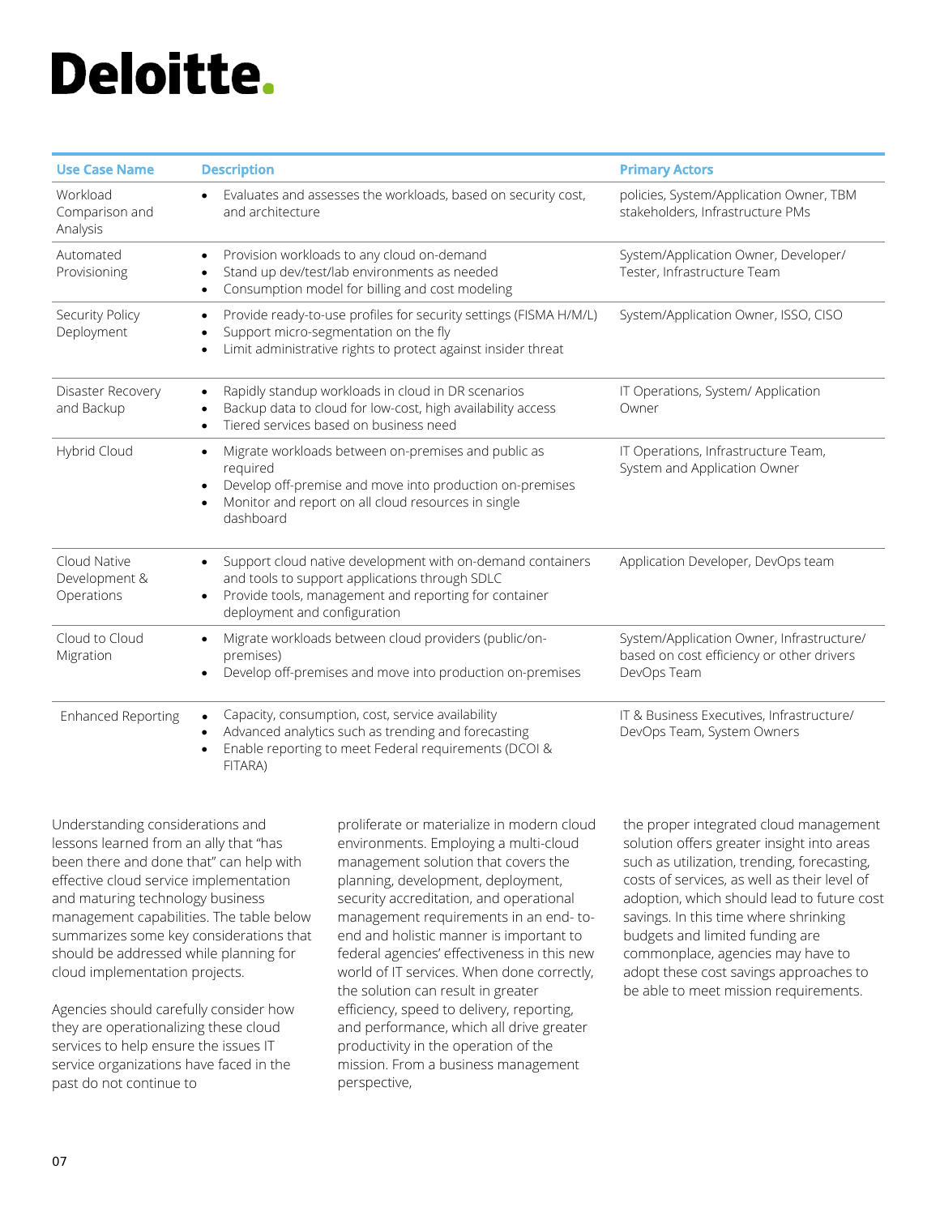| Use Case Name | Description | Primary Actors |
|---|---|---|
| Workload Comparison and Analysis | • Evaluates and assesses the workloads, based on security cost, and architecture | policies, System/Application Owner, TBM stakeholders, Infrastructure PMs |
| Automated Provisioning | • Provision workloads to any cloud on-demand<br>• Stand up dev/test/lab environments as needed<br>• Consumption model for billing and cost modeling | System/Application Owner, Developer/ Tester, Infrastructure Team |
| Security Policy Deployment | • Provide ready-to-use profiles for security settings (FISMA H/M/L)<br>• Support micro-segmentation on the fly<br>• Limit administrative rights to protect against insider threat | System/Application Owner, ISSO, CISO |
| Disaster Recovery and Backup | • Rapidly standup workloads in cloud in DR scenarios<br>• Backup data to cloud for low-cost, high availability access<br>• Tiered services based on business need | IT Operations, System/ Application Owner |
| Hybrid Cloud | • Migrate workloads between on-premises and public as required<br>• Develop off-premise and move into production on-premises<br>• Monitor and report on all cloud resources in single dashboard | IT Operations, Infrastructure Team, System and Application Owner |
| Cloud Native Development & Operations | • Support cloud native development with on-demand containers and tools to support applications through SDLC<br>• Provide tools, management and reporting for container deployment and configuration | Application Developer, DevOps team |
| Cloud to Cloud Migration | • Migrate workloads between cloud providers (public/on-premises)<br>• Develop off-premises and move into production on-premises | System/Application Owner, Infrastructure/ based on cost efficiency or other drivers DevOps Team |
| Enhanced Reporting | • Capacity, consumption, cost, service availability<br>• Advanced analytics such as trending and forecasting<br>• Enable reporting to meet Federal requirements (DCOI & FITARA) | IT & Business Executives, Infrastructure/ DevOps Team, System Owners |

Understanding considerations and lessons learned from an ally that "has been there and done that" can help with effective cloud service implementation and maturing technology business management capabilities. The table below summarizes some key considerations that should be addressed while planning for cloud implementation projects.

Agencies should carefully consider how they are operationalizing these cloud services to help ensure the issues IT service organizations have faced in the past do not continue to proliferate or materialize in modern cloud environments. Employing a multi-cloud management solution that covers the planning, development, deployment, security accreditation, and operational management requirements in an end- to-end and holistic manner is important to federal agencies' effectiveness in this new world of IT services. When done correctly, the solution can result in greater efficiency, speed to delivery, reporting, and performance, which all drive greater productivity in the operation of the mission. From a business management perspective, the proper integrated cloud management solution offers greater insight into areas such as utilization, trending, forecasting, costs of services, as well as their level of adoption, which should lead to future cost savings. In this time where shrinking budgets and limited funding are commonplace, agencies may have to adopt these cost savings approaches to be able to meet mission requirements.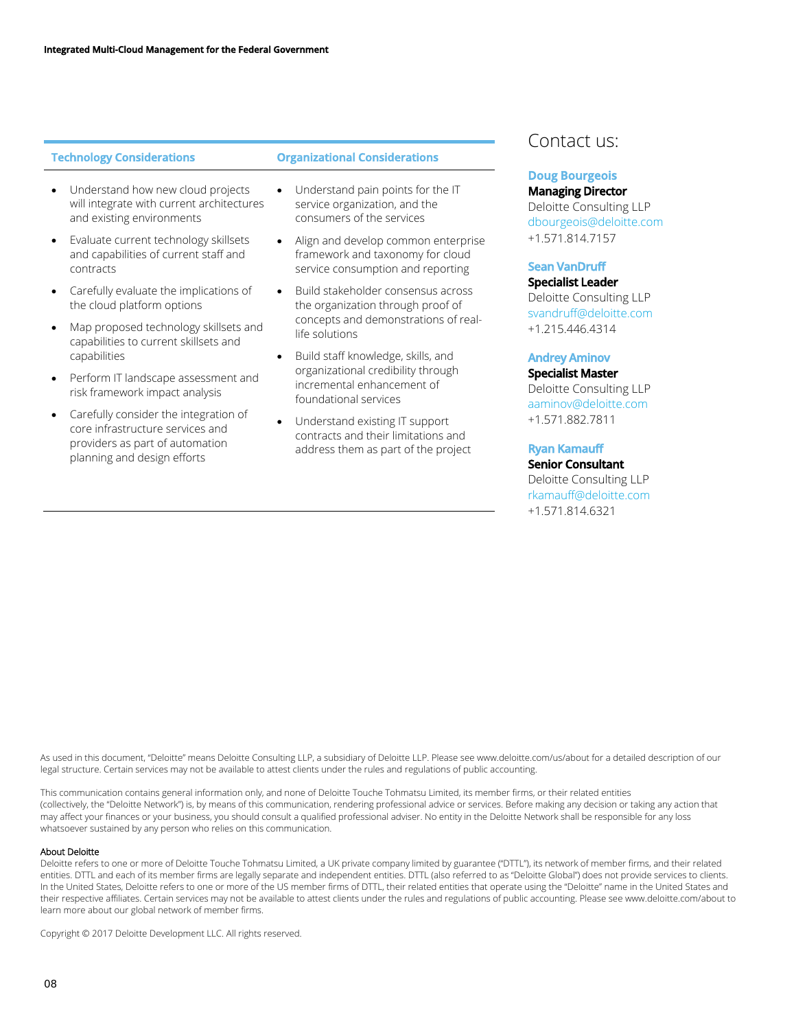### Technology Considerations

- Understand how new cloud projects will integrate with current architectures and existing environments
- Evaluate current technology skillsets and capabilities of current staff and contracts
- Carefully evaluate the implications of the cloud platform options
- Map proposed technology skillsets and capabilities to current skillsets and capabilities
- Perform IT landscape assessment and risk framework impact analysis
- Carefully consider the integration of core infrastructure services and providers as part of automation planning and design efforts

### Organizational Considerations

- Understand pain points for the IT service organization, and the consumers of the services
- Align and develop common enterprise framework and taxonomy for cloud service consumption and reporting
- Build stakeholder consensus across the organization through proof of concepts and demonstrations of real-life solutions
- Build staff knowledge, skills, and organizational credibility through incremental enhancement of foundational services
- Understand existing IT support contracts and their limitations and address them as part of the project

## Contact us:

**Doug Bourgeois**
**Managing Director**
Deloitte Consulting LLP
dbourgeois@deloitte.com
+1.571.814.7157

**Sean VanDruff**
**Specialist Leader**
Deloitte Consulting LLP
svandruff@deloitte.com
+1.215.446.4314

**Andrey Aminov**
**Specialist Master**
Deloitte Consulting LLP
aaminov@deloitte.com
+1.571.882.7811

**Ryan Kamauff**
**Senior Consultant**
Deloitte Consulting LLP
rkamauff@deloitte.com
+1.571.814.6321

As used in this document, "Deloitte" means Deloitte Consulting LLP, a subsidiary of Deloitte LLP. Please see www.deloitte.com/us/about for a detailed description of our legal structure. Certain services may not be available to attest clients under the rules and regulations of public accounting.

This communication contains general information only, and none of Deloitte Touche Tohmatsu Limited, its member firms, or their related entities (collectively, the "Deloitte Network") is, by means of this communication, rendering professional advice or services. Before making any decision or taking any action that may affect your finances or your business, you should consult a qualified professional adviser. No entity in the Deloitte Network shall be responsible for any loss whatsoever sustained by any person who relies on this communication.

About Deloitte
Deloitte refers to one or more of Deloitte Touche Tohmatsu Limited, a UK private company limited by guarantee ("DTTL"), its network of member firms, and their related entities. DTTL and each of its member firms are legally separate and independent entities. DTTL (also referred to as "Deloitte Global") does not provide services to clients. In the United States, Deloitte refers to one or more of the US member firms of DTTL, their related entities that operate using the "Deloitte" name in the United States and their respective affiliates. Certain services may not be available to attest clients under the rules and regulations of public accounting. Please see www.deloitte.com/about to learn more about our global network of member firms.

Copyright © 2017 Deloitte Development LLC. All rights reserved.